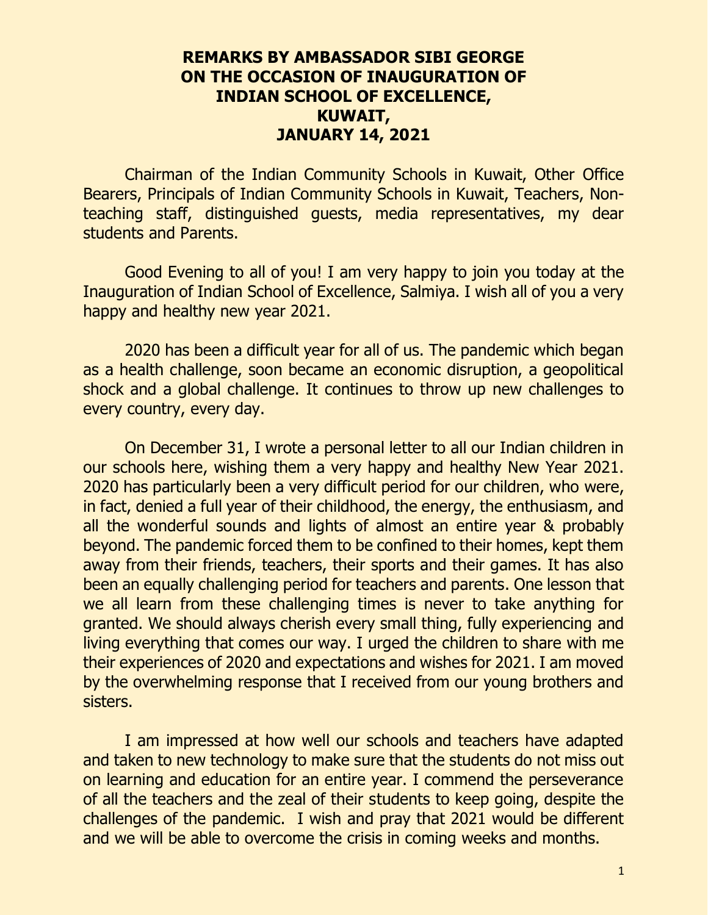# REMARKS BY AMBASSADOR SIBI GEORGE ON THE OCCASION OF INAUGURATION OF INDIAN SCHOOL OF EXCELLENCE, KUWAIT, JANUARY 14, 2021

Chairman of the Indian Community Schools in Kuwait, Other Office Bearers, Principals of Indian Community Schools in Kuwait, Teachers, Non-teaching staff, distinguished guests, media representatives, my dear students and Parents.

Good Evening to all of you! I am very happy to join you today at the Inauguration of Indian School of Excellence, Salmiya. I wish all of you a very happy and healthy new year 2021.

2020 has been a difficult year for all of us. The pandemic which began as a health challenge, soon became an economic disruption, a geopolitical shock and a global challenge. It continues to throw up new challenges to every country, every day.

On December 31, I wrote a personal letter to all our Indian children in our schools here, wishing them a very happy and healthy New Year 2021. 2020 has particularly been a very difficult period for our children, who were, in fact, denied a full year of their childhood, the energy, the enthusiasm, and all the wonderful sounds and lights of almost an entire year & probably beyond. The pandemic forced them to be confined to their homes, kept them away from their friends, teachers, their sports and their games. It has also been an equally challenging period for teachers and parents. One lesson that we all learn from these challenging times is never to take anything for granted. We should always cherish every small thing, fully experiencing and living everything that comes our way. I urged the children to share with me their experiences of 2020 and expectations and wishes for 2021. I am moved by the overwhelming response that I received from our young brothers and sisters.

I am impressed at how well our schools and teachers have adapted and taken to new technology to make sure that the students do not miss out on learning and education for an entire year. I commend the perseverance of all the teachers and the zeal of their students to keep going, despite the challenges of the pandemic. I wish and pray that 2021 would be different and we will be able to overcome the crisis in coming weeks and months.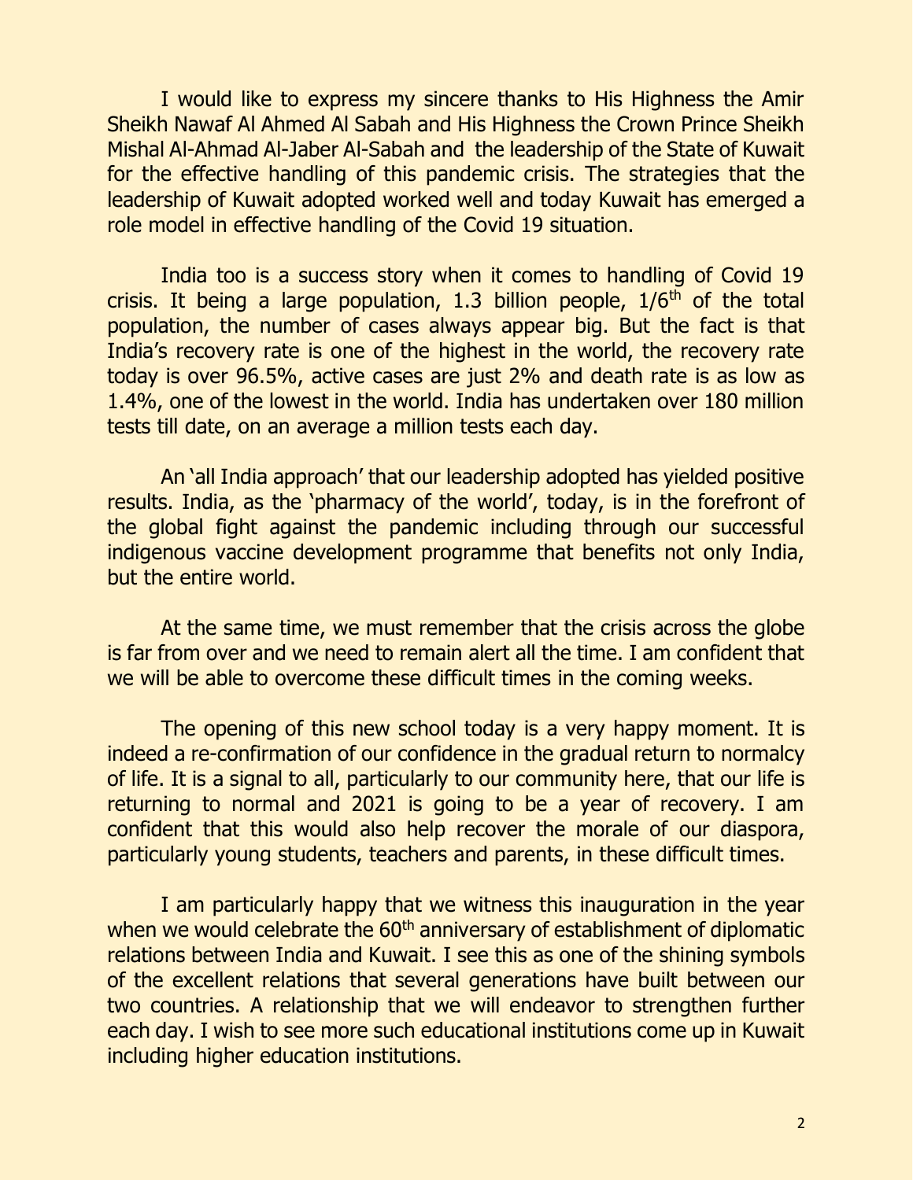I would like to express my sincere thanks to His Highness the Amir Sheikh Nawaf Al Ahmed Al Sabah and His Highness the Crown Prince Sheikh Mishal Al-Ahmad Al-Jaber Al-Sabah and the leadership of the State of Kuwait for the effective handling of this pandemic crisis. The strategies that the leadership of Kuwait adopted worked well and today Kuwait has emerged a role model in effective handling of the Covid 19 situation.

India too is a success story when it comes to handling of Covid 19 crisis. It being a large population, 1.3 billion people, 1/6th of the total population, the number of cases always appear big. But the fact is that India's recovery rate is one of the highest in the world, the recovery rate today is over 96.5%, active cases are just 2% and death rate is as low as 1.4%, one of the lowest in the world. India has undertaken over 180 million tests till date, on an average a million tests each day.

An 'all India approach' that our leadership adopted has yielded positive results. India, as the 'pharmacy of the world', today, is in the forefront of the global fight against the pandemic including through our successful indigenous vaccine development programme that benefits not only India, but the entire world.

At the same time, we must remember that the crisis across the globe is far from over and we need to remain alert all the time. I am confident that we will be able to overcome these difficult times in the coming weeks.

The opening of this new school today is a very happy moment. It is indeed a re-confirmation of our confidence in the gradual return to normalcy of life. It is a signal to all, particularly to our community here, that our life is returning to normal and 2021 is going to be a year of recovery. I am confident that this would also help recover the morale of our diaspora, particularly young students, teachers and parents, in these difficult times.

I am particularly happy that we witness this inauguration in the year when we would celebrate the 60th anniversary of establishment of diplomatic relations between India and Kuwait. I see this as one of the shining symbols of the excellent relations that several generations have built between our two countries. A relationship that we will endeavor to strengthen further each day. I wish to see more such educational institutions come up in Kuwait including higher education institutions.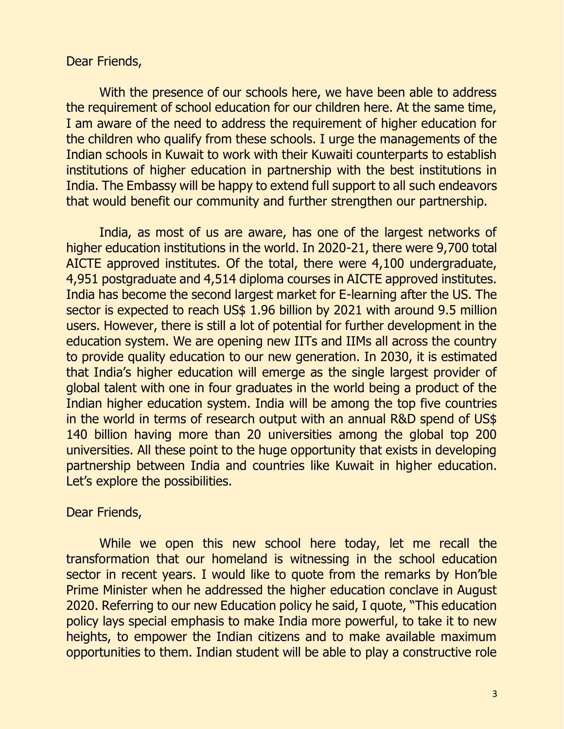Dear Friends,

With the presence of our schools here, we have been able to address the requirement of school education for our children here. At the same time, I am aware of the need to address the requirement of higher education for the children who qualify from these schools. I urge the managements of the Indian schools in Kuwait to work with their Kuwaiti counterparts to establish institutions of higher education in partnership with the best institutions in India. The Embassy will be happy to extend full support to all such endeavors that would benefit our community and further strengthen our partnership.

India, as most of us are aware, has one of the largest networks of higher education institutions in the world. In 2020-21, there were 9,700 total AICTE approved institutes. Of the total, there were 4,100 undergraduate, 4,951 postgraduate and 4,514 diploma courses in AICTE approved institutes. India has become the second largest market for E-learning after the US. The sector is expected to reach US$ 1.96 billion by 2021 with around 9.5 million users. However, there is still a lot of potential for further development in the education system. We are opening new IITs and IIMs all across the country to provide quality education to our new generation. In 2030, it is estimated that India's higher education will emerge as the single largest provider of global talent with one in four graduates in the world being a product of the Indian higher education system. India will be among the top five countries in the world in terms of research output with an annual R&D spend of US$ 140 billion having more than 20 universities among the global top 200 universities. All these point to the huge opportunity that exists in developing partnership between India and countries like Kuwait in higher education. Let's explore the possibilities.

Dear Friends,

While we open this new school here today, let me recall the transformation that our homeland is witnessing in the school education sector in recent years. I would like to quote from the remarks by Hon'ble Prime Minister when he addressed the higher education conclave in August 2020. Referring to our new Education policy he said, I quote, "This education policy lays special emphasis to make India more powerful, to take it to new heights, to empower the Indian citizens and to make available maximum opportunities to them. Indian student will be able to play a constructive role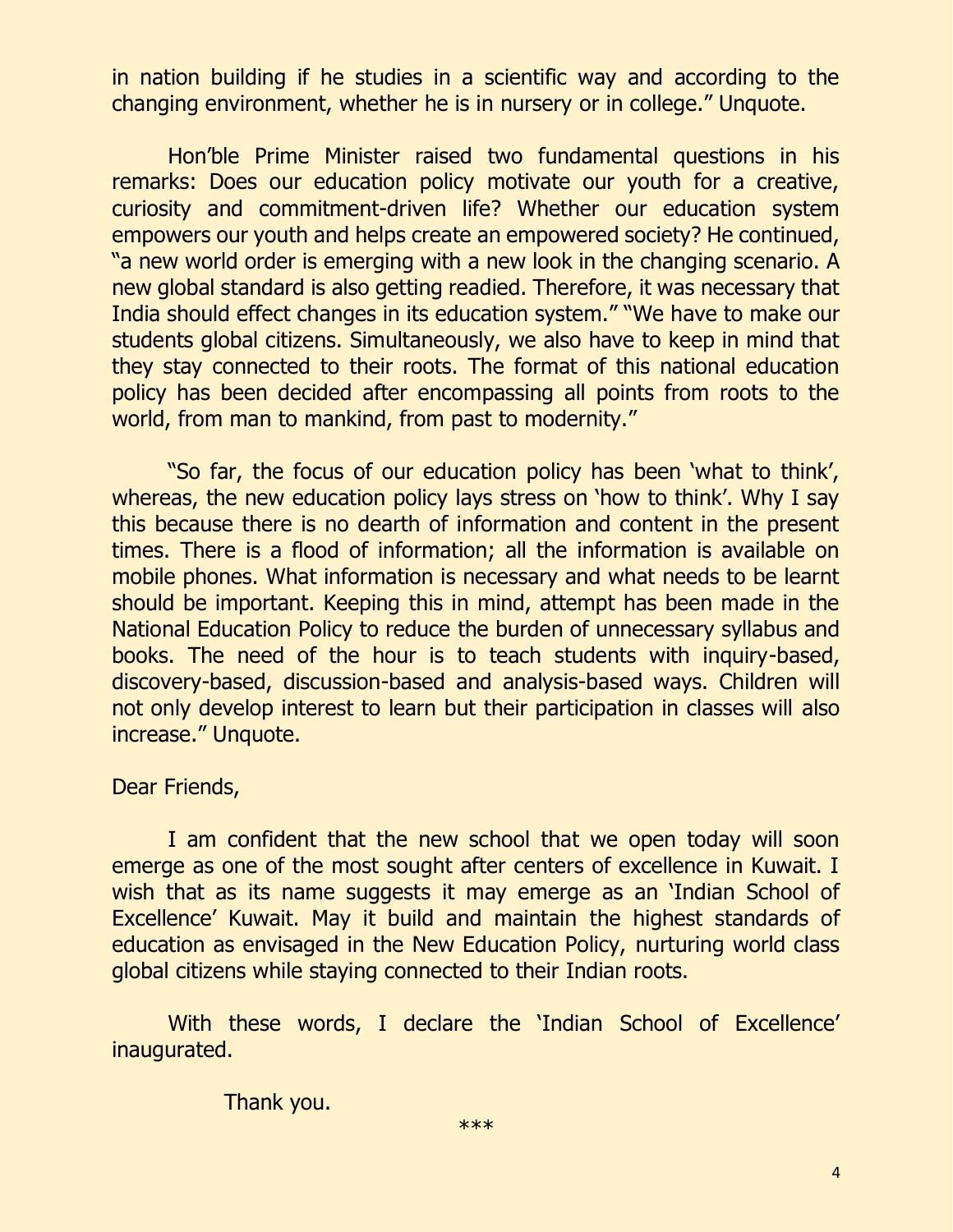in nation building if he studies in a scientific way and according to the changing environment, whether he is in nursery or in college." Unquote.

Hon'ble Prime Minister raised two fundamental questions in his remarks: Does our education policy motivate our youth for a creative, curiosity and commitment-driven life? Whether our education system empowers our youth and helps create an empowered society? He continued, "a new world order is emerging with a new look in the changing scenario. A new global standard is also getting readied. Therefore, it was necessary that India should effect changes in its education system." "We have to make our students global citizens. Simultaneously, we also have to keep in mind that they stay connected to their roots. The format of this national education policy has been decided after encompassing all points from roots to the world, from man to mankind, from past to modernity."

"So far, the focus of our education policy has been 'what to think', whereas, the new education policy lays stress on 'how to think'. Why I say this because there is no dearth of information and content in the present times. There is a flood of information; all the information is available on mobile phones. What information is necessary and what needs to be learnt should be important. Keeping this in mind, attempt has been made in the National Education Policy to reduce the burden of unnecessary syllabus and books. The need of the hour is to teach students with inquiry-based, discovery-based, discussion-based and analysis-based ways. Children will not only develop interest to learn but their participation in classes will also increase." Unquote.

Dear Friends,

I am confident that the new school that we open today will soon emerge as one of the most sought after centers of excellence in Kuwait. I wish that as its name suggests it may emerge as an 'Indian School of Excellence' Kuwait. May it build and maintain the highest standards of education as envisaged in the New Education Policy, nurturing world class global citizens while staying connected to their Indian roots.

With these words, I declare the 'Indian School of Excellence' inaugurated.

Thank you.

***